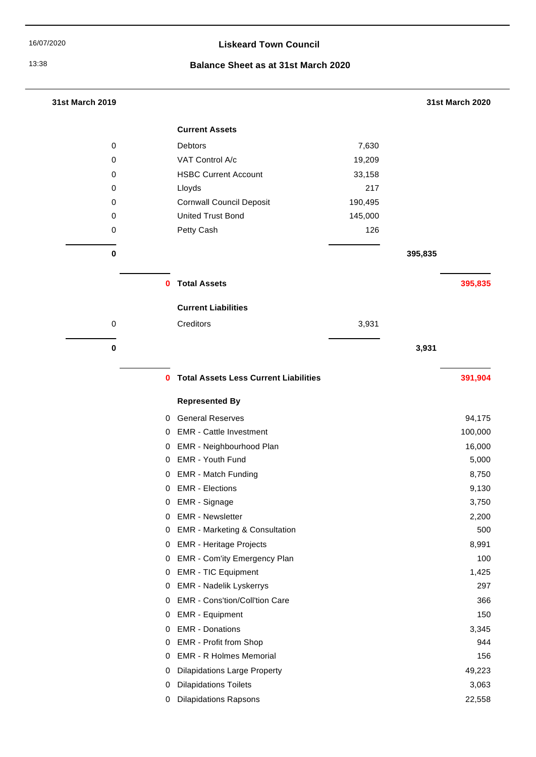16/07/2020

13:38

# Liskeard Town Council

## Balance Sheet as at 31st March 2020

| 31st March 2019 | | | | | 31st March 2020 |
|---|---|---|---|---|---|
| | | **Current Assets** | | | |
| 0 | | Debtors | 7,630 | | |
| 0 | | VAT Control A/c | 19,209 | | |
| 0 | | HSBC Current Account | 33,158 | | |
| 0 | | Lloyds | 217 | | |
| 0 | | Cornwall Council Deposit | 190,495 | | |
| 0 | | United Trust Bond | 145,000 | | |
| 0 | | Petty Cash | 126 | | |
| **0** | | | | **395,835** | |
| | **0** | **Total Assets** | | | **395,835** |
| | | **Current Liabilities** | | | |
| 0 | | Creditors | 3,931 | | |
| **0** | | | | **3,931** | |
| | **0** | **Total Assets Less Current Liabilities** | | | **391,904** |
| | | **Represented By** | | | |
| | 0 | General Reserves | | | 94,175 |
| | 0 | EMR - Cattle Investment | | | 100,000 |
| | 0 | EMR - Neighbourhood Plan | | | 16,000 |
| | 0 | EMR - Youth Fund | | | 5,000 |
| | 0 | EMR - Match Funding | | | 8,750 |
| | 0 | EMR - Elections | | | 9,130 |
| | 0 | EMR - Signage | | | 3,750 |
| | 0 | EMR - Newsletter | | | 2,200 |
| | 0 | EMR - Marketing & Consultation | | | 500 |
| | 0 | EMR - Heritage Projects | | | 8,991 |
| | 0 | EMR - Com'ity Emergency Plan | | | 100 |
| | 0 | EMR - TIC Equipment | | | 1,425 |
| | 0 | EMR - Nadelik Lyskerrys | | | 297 |
| | 0 | EMR - Cons'tion/Coll'tion Care | | | 366 |
| | 0 | EMR - Equipment | | | 150 |
| | 0 | EMR - Donations | | | 3,345 |
| | 0 | EMR - Profit from Shop | | | 944 |
| | 0 | EMR - R Holmes Memorial | | | 156 |
| | 0 | Dilapidations Large Property | | | 49,223 |
| | 0 | Dilapidations Toilets | | | 3,063 |
| | 0 | Dilapidations Rapsons | | | 22,558 |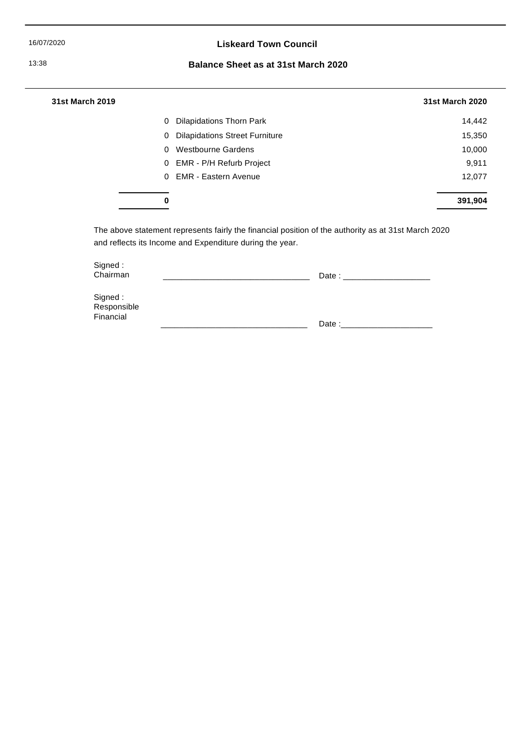| 31st March 2019 | | 31st March 2020 |
|---|---|---|
| 0 | Dilapidations Thorn Park | 14,442 |
| 0 | Dilapidations Street Furniture | 15,350 |
| 0 | Westbourne Gardens | 10,000 |
| 0 | EMR - P/H Refurb Project | 9,911 |
| 0 | EMR - Eastern Avenue | 12,077 |
| **0** | | **391,904** |

The above statement represents fairly the financial position of the authority as at 31st March 2020 and reflects its Income and Expenditure during the year.

Signed :
Chairman _______________________________ Date : ___________________

Signed :
Responsible
Financial _______________________________ Date :___________________